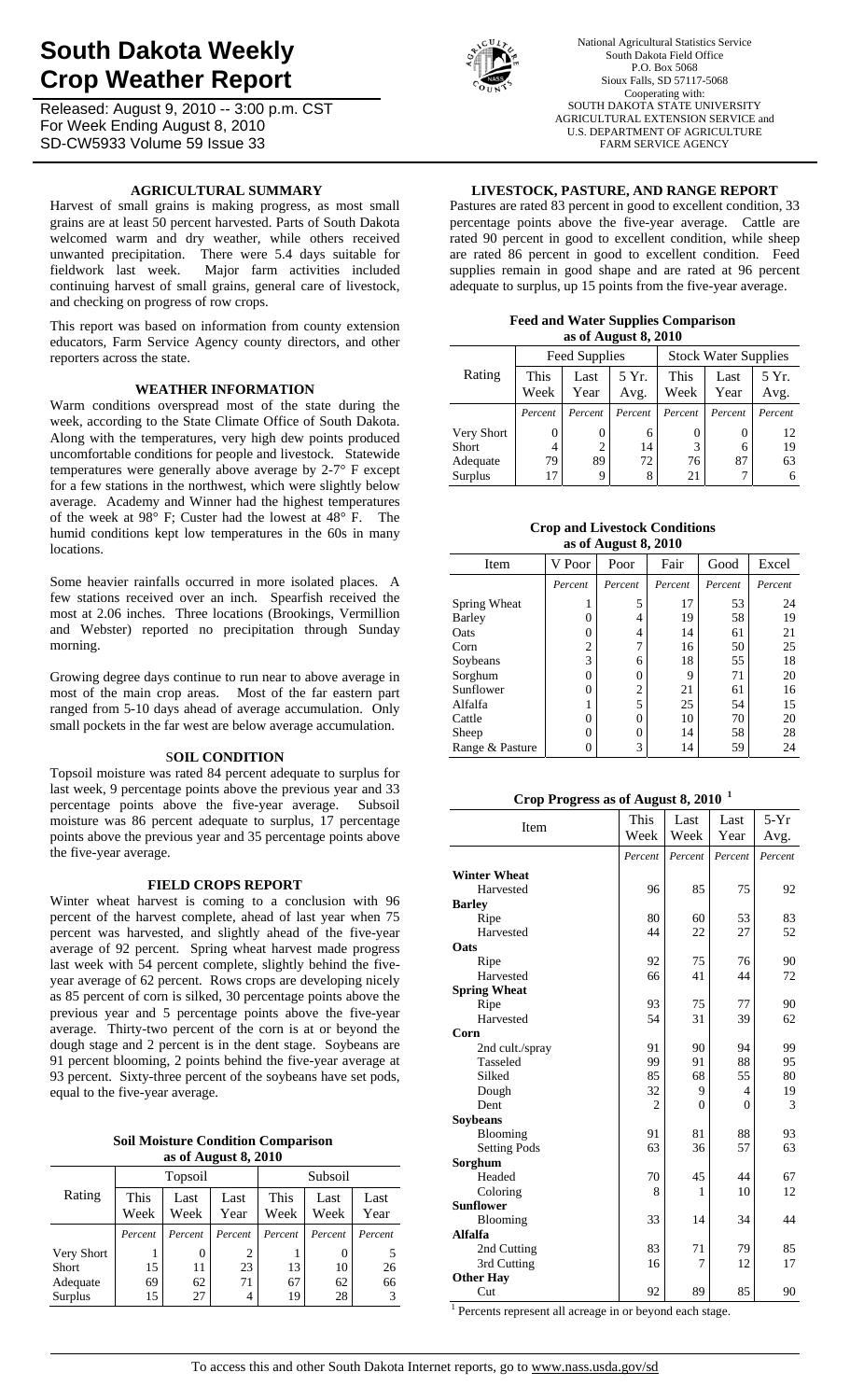# South Dakota Weekly Crop Weather Report

Released: August 9, 2010 -- 3:00 p.m. CST
For Week Ending August 8, 2010
SD-CW5933 Volume 59 Issue 33

National Agricultural Statistics Service
South Dakota Field Office
P.O. Box 5068
Sioux Falls, SD 57117-5068
Cooperating with:
SOUTH DAKOTA STATE UNIVERSITY
AGRICULTURAL EXTENSION SERVICE and
U.S. DEPARTMENT OF AGRICULTURE
FARM SERVICE AGENCY

## AGRICULTURAL SUMMARY

Harvest of small grains is making progress, as most small grains are at least 50 percent harvested. Parts of South Dakota welcomed warm and dry weather, while others received unwanted precipitation. There were 5.4 days suitable for fieldwork last week. Major farm activities included continuing harvest of small grains, general care of livestock, and checking on progress of row crops.

This report was based on information from county extension educators, Farm Service Agency county directors, and other reporters across the state.

## WEATHER INFORMATION

Warm conditions overspread most of the state during the week, according to the State Climate Office of South Dakota. Along with the temperatures, very high dew points produced uncomfortable conditions for people and livestock. Statewide temperatures were generally above average by 2-7° F except for a few stations in the northwest, which were slightly below average. Academy and Winner had the highest temperatures of the week at 98° F; Custer had the lowest at 48° F. The humid conditions kept low temperatures in the 60s in many locations.

Some heavier rainfalls occurred in more isolated places. A few stations received over an inch. Spearfish received the most at 2.06 inches. Three locations (Brookings, Vermillion and Webster) reported no precipitation through Sunday morning.

Growing degree days continue to run near to above average in most of the main crop areas. Most of the far eastern part ranged from 5-10 days ahead of average accumulation. Only small pockets in the far west are below average accumulation.

## SOIL CONDITION

Topsoil moisture was rated 84 percent adequate to surplus for last week, 9 percentage points above the previous year and 33 percentage points above the five-year average. Subsoil moisture was 86 percent adequate to surplus, 17 percentage points above the previous year and 35 percentage points above the five-year average.

## FIELD CROPS REPORT

Winter wheat harvest is coming to a conclusion with 96 percent of the harvest complete, ahead of last year when 75 percent was harvested, and slightly ahead of the five-year average of 92 percent. Spring wheat harvest made progress last week with 54 percent complete, slightly behind the five-year average of 62 percent. Rows crops are developing nicely as 85 percent of corn is silked, 30 percentage points above the previous year and 5 percentage points above the five-year average. Thirty-two percent of the corn is at or beyond the dough stage and 2 percent is in the dent stage. Soybeans are 91 percent blooming, 2 points behind the five-year average at 93 percent. Sixty-three percent of the soybeans have set pods, equal to the five-year average.

**Soil Moisture Condition Comparison**
**as of August 8, 2010**

| Rating | Topsoil | | | Subsoil | | |
|---|---|---|---|---|---|---|
| | This Week | Last Week | Last Year | This Week | Last Week | Last Year |
| | Percent | Percent | Percent | Percent | Percent | Percent |
| Very Short | 1 | 0 | 2 | 1 | 0 | 5 |
| Short | 15 | 11 | 23 | 13 | 10 | 26 |
| Adequate | 69 | 62 | 71 | 67 | 62 | 66 |
| Surplus | 15 | 27 | 4 | 19 | 28 | 3 |

## LIVESTOCK, PASTURE, AND RANGE REPORT

Pastures are rated 83 percent in good to excellent condition, 33 percentage points above the five-year average. Cattle are rated 90 percent in good to excellent condition, while sheep are rated 86 percent in good to excellent condition. Feed supplies remain in good shape and are rated at 96 percent adequate to surplus, up 15 points from the five-year average.

**Feed and Water Supplies Comparison**
**as of August 8, 2010**

| Rating | Feed Supplies | | | Stock Water Supplies | | |
|---|---|---|---|---|---|---|
| | This Week | Last Year | 5 Yr. Avg. | This Week | Last Year | 5 Yr. Avg. |
| | Percent | Percent | Percent | Percent | Percent | Percent |
| Very Short | 0 | 0 | 6 | 0 | 0 | 12 |
| Short | 4 | 2 | 14 | 3 | 6 | 19 |
| Adequate | 79 | 89 | 72 | 76 | 87 | 63 |
| Surplus | 17 | 9 | 8 | 21 | 7 | 6 |

**Crop and Livestock Conditions**
**as of August 8, 2010**

| Item | V Poor | Poor | Fair | Good | Excel |
|---|---|---|---|---|---|
| | Percent | Percent | Percent | Percent | Percent |
| Spring Wheat | 1 | 5 | 17 | 53 | 24 |
| Barley | 0 | 4 | 19 | 58 | 19 |
| Oats | 0 | 4 | 14 | 61 | 21 |
| Corn | 2 | 7 | 16 | 50 | 25 |
| Soybeans | 3 | 6 | 18 | 55 | 18 |
| Sorghum | 0 | 0 | 9 | 71 | 20 |
| Sunflower | 0 | 2 | 21 | 61 | 16 |
| Alfalfa | 1 | 5 | 25 | 54 | 15 |
| Cattle | 0 | 0 | 10 | 70 | 20 |
| Sheep | 0 | 0 | 14 | 58 | 28 |
| Range & Pasture | 0 | 3 | 14 | 59 | 24 |

**Crop Progress as of August 8, 2010 [1]**

| Item | This Week | Last Week | Last Year | 5-Yr Avg. |
|---|---|---|---|---|
| | Percent | Percent | Percent | Percent |
| **Winter Wheat** | | | | |
| Harvested | 96 | 85 | 75 | 92 |
| **Barley** | | | | |
| Ripe | 80 | 60 | 53 | 83 |
| Harvested | 44 | 22 | 27 | 52 |
| **Oats** | | | | |
| Ripe | 92 | 75 | 76 | 90 |
| Harvested | 66 | 41 | 44 | 72 |
| **Spring Wheat** | | | | |
| Ripe | 93 | 75 | 77 | 90 |
| Harvested | 54 | 31 | 39 | 62 |
| **Corn** | | | | |
| 2nd cult./spray | 91 | 90 | 94 | 99 |
| Tasseled | 99 | 91 | 88 | 95 |
| Silked | 85 | 68 | 55 | 80 |
| Dough | 32 | 9 | 4 | 19 |
| Dent | 2 | 0 | 0 | 3 |
| **Soybeans** | | | | |
| Blooming | 91 | 81 | 88 | 93 |
| Setting Pods | 63 | 36 | 57 | 63 |
| **Sorghum** | | | | |
| Headed | 70 | 45 | 44 | 67 |
| Coloring | 8 | 1 | 10 | 12 |
| **Sunflower** | | | | |
| Blooming | 33 | 14 | 34 | 44 |
| **Alfalfa** | | | | |
| 2nd Cutting | 83 | 71 | 79 | 85 |
| 3rd Cutting | 16 | 7 | 12 | 17 |
| **Other Hay** | | | | |
| Cut | 92 | 89 | 85 | 90 |

[1] Percents represent all acreage in or beyond each stage.

To access this and other South Dakota Internet reports, go to www.nass.usda.gov/sd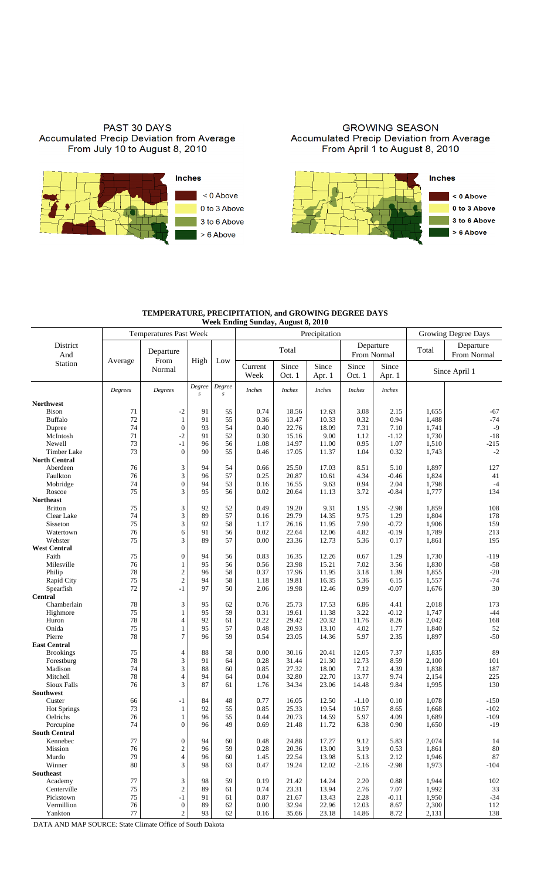PAST 30 DAYS
Accumulated Precip Deviation from Average
From July 10 to August 8, 2010

Inches
< 0 Above
0 to 3 Above
3 to 6 Above
> 6 Above

GROWING SEASON
Accumulated Precip Deviation from Average
From April 1 to August 8, 2010

Inches
< 0 Above
0 to 3 Above
3 to 6 Above
> 6 Above

**TEMPERATURE, PRECIPITATION, and GROWING DEGREE DAYS**
**Week Ending Sunday, August 8, 2010**

| District And Station | Temperatures Past Week | | | | Precipitation | | | | | Growing Degree Days | |
|---|---|---|---|---|---|---|---|---|---|---|---|
| | Average | Departure From Normal | High | Low | Total | | | Departure From Normal | | Total | Departure From Normal |
| | | | | | Current Week | Since Oct. 1 | Since Apr. 1 | Since Oct. 1 | Since Apr. 1 | Since April 1 | |
| | *Degrees* | *Degrees* | *Degrees* | *Degrees* | *Inches* | *Inches* | *Inches* | *Inches* | *Inches* | | |
| **Northwest** | | | | | | | | | | | |
| Bison | 71 | -2 | 91 | 55 | 0.74 | 18.56 | 12.63 | 3.08 | 2.15 | 1,655 | -67 |
| Buffalo | 72 | 1 | 91 | 55 | 0.36 | 13.47 | 10.33 | 0.32 | 0.94 | 1,488 | -74 |
| Dupree | 74 | 0 | 93 | 54 | 0.40 | 22.76 | 18.09 | 7.31 | 7.10 | 1,741 | -9 |
| McIntosh | 71 | -2 | 91 | 52 | 0.30 | 15.16 | 9.00 | 1.12 | -1.12 | 1,730 | -18 |
| Newell | 73 | -1 | 96 | 56 | 1.08 | 14.97 | 11.00 | 0.95 | 1.07 | 1,510 | -215 |
| Timber Lake | 73 | 0 | 90 | 55 | 0.46 | 17.05 | 11.37 | 1.04 | 0.32 | 1,743 | -2 |
| **North Central** | | | | | | | | | | | |
| Aberdeen | 76 | 3 | 94 | 54 | 0.66 | 25.50 | 17.03 | 8.51 | 5.10 | 1,897 | 127 |
| Faulkton | 76 | 3 | 96 | 57 | 0.25 | 20.87 | 10.61 | 4.34 | -0.46 | 1,824 | 41 |
| Mobridge | 74 | 0 | 94 | 53 | 0.16 | 16.55 | 9.63 | 0.94 | 2.04 | 1,798 | -4 |
| Roscoe | 75 | 3 | 95 | 56 | 0.02 | 20.64 | 11.13 | 3.72 | -0.84 | 1,777 | 134 |
| **Northeast** | | | | | | | | | | | |
| Britton | 75 | 3 | 92 | 52 | 0.49 | 19.20 | 9.31 | 1.95 | -2.98 | 1,859 | 108 |
| Clear Lake | 74 | 3 | 89 | 57 | 0.16 | 29.79 | 14.35 | 9.75 | 1.29 | 1,804 | 178 |
| Sisseton | 75 | 3 | 92 | 58 | 1.17 | 26.16 | 11.95 | 7.90 | -0.72 | 1,906 | 159 |
| Watertown | 76 | 6 | 91 | 56 | 0.02 | 22.64 | 12.06 | 4.82 | -0.19 | 1,789 | 213 |
| Webster | 75 | 3 | 89 | 57 | 0.00 | 23.36 | 12.73 | 5.36 | 0.17 | 1,861 | 195 |
| **West Central** | | | | | | | | | | | |
| Faith | 75 | 0 | 94 | 56 | 0.83 | 16.35 | 12.26 | 0.67 | 1.29 | 1,730 | -119 |
| Milesville | 76 | 1 | 95 | 56 | 0.56 | 23.98 | 15.21 | 7.02 | 3.56 | 1,830 | -58 |
| Philip | 78 | 2 | 96 | 58 | 0.37 | 17.96 | 11.95 | 3.18 | 1.39 | 1,855 | -20 |
| Rapid City | 75 | 2 | 94 | 58 | 1.18 | 19.81 | 16.35 | 5.36 | 6.15 | 1,557 | -74 |
| Spearfish | 72 | -1 | 97 | 50 | 2.06 | 19.98 | 12.46 | 0.99 | -0.07 | 1,676 | 30 |
| **Central** | | | | | | | | | | | |
| Chamberlain | 78 | 3 | 95 | 62 | 0.76 | 25.73 | 17.53 | 6.86 | 4.41 | 2,018 | 173 |
| Highmore | 75 | 1 | 95 | 59 | 0.31 | 19.61 | 11.38 | 3.22 | -0.12 | 1,747 | -44 |
| Huron | 78 | 4 | 92 | 61 | 0.22 | 29.42 | 20.32 | 11.76 | 8.26 | 2,042 | 168 |
| Onida | 75 | 1 | 95 | 57 | 0.48 | 20.93 | 13.10 | 4.02 | 1.77 | 1,840 | 52 |
| Pierre | 78 | 7 | 96 | 59 | 0.54 | 23.05 | 14.36 | 5.97 | 2.35 | 1,897 | -50 |
| **East Central** | | | | | | | | | | | |
| Brookings | 75 | 4 | 88 | 58 | 0.00 | 30.16 | 20.41 | 12.05 | 7.37 | 1,835 | 89 |
| Forestburg | 78 | 3 | 91 | 64 | 0.28 | 31.44 | 21.30 | 12.73 | 8.59 | 2,100 | 101 |
| Madison | 74 | 3 | 88 | 60 | 0.85 | 27.32 | 18.00 | 7.12 | 4.39 | 1,838 | 187 |
| Mitchell | 78 | 4 | 94 | 64 | 0.04 | 32.80 | 22.70 | 13.77 | 9.74 | 2,154 | 225 |
| Sioux Falls | 76 | 3 | 87 | 61 | 1.76 | 34.34 | 23.06 | 14.48 | 9.84 | 1,995 | 130 |
| **Southwest** | | | | | | | | | | | |
| Custer | 66 | -1 | 84 | 48 | 0.77 | 16.05 | 12.50 | -1.10 | 0.10 | 1,078 | -150 |
| Hot Springs | 73 | 1 | 92 | 55 | 0.85 | 25.33 | 19.54 | 10.57 | 8.65 | 1,668 | -102 |
| Oelrichs | 76 | 1 | 96 | 55 | 0.44 | 20.73 | 14.59 | 5.97 | 4.09 | 1,689 | -109 |
| Porcupine | 74 | 0 | 96 | 49 | 0.69 | 21.48 | 11.72 | 6.38 | 0.90 | 1,650 | -19 |
| **South Central** | | | | | | | | | | | |
| Kennebec | 77 | 0 | 94 | 60 | 0.48 | 24.88 | 17.27 | 9.12 | 5.83 | 2,074 | 14 |
| Mission | 76 | 2 | 96 | 59 | 0.28 | 20.36 | 13.00 | 3.19 | 0.53 | 1,861 | 80 |
| Murdo | 79 | 4 | 96 | 60 | 1.45 | 22.54 | 13.98 | 5.13 | 2.12 | 1,946 | 87 |
| Winner | 80 | 3 | 98 | 63 | 0.47 | 19.24 | 12.02 | -2.16 | -2.98 | 1,973 | -104 |
| **Southeast** | | | | | | | | | | | |
| Academy | 77 | 3 | 98 | 59 | 0.19 | 21.42 | 14.24 | 2.20 | 0.88 | 1,944 | 102 |
| Centerville | 75 | 2 | 89 | 61 | 0.74 | 23.31 | 13.94 | 2.76 | 7.07 | 1,992 | 33 |
| Pickstown | 75 | -1 | 91 | 61 | 0.87 | 21.67 | 13.43 | 2.28 | -0.11 | 1,950 | -34 |
| Vermillion | 76 | 0 | 89 | 62 | 0.00 | 32.94 | 22.96 | 12.03 | 8.67 | 2,300 | 112 |
| Yankton | 77 | 2 | 93 | 62 | 0.16 | 35.66 | 23.18 | 14.86 | 8.72 | 2,131 | 138 |

DATA AND MAP SOURCE: State Climate Office of South Dakota